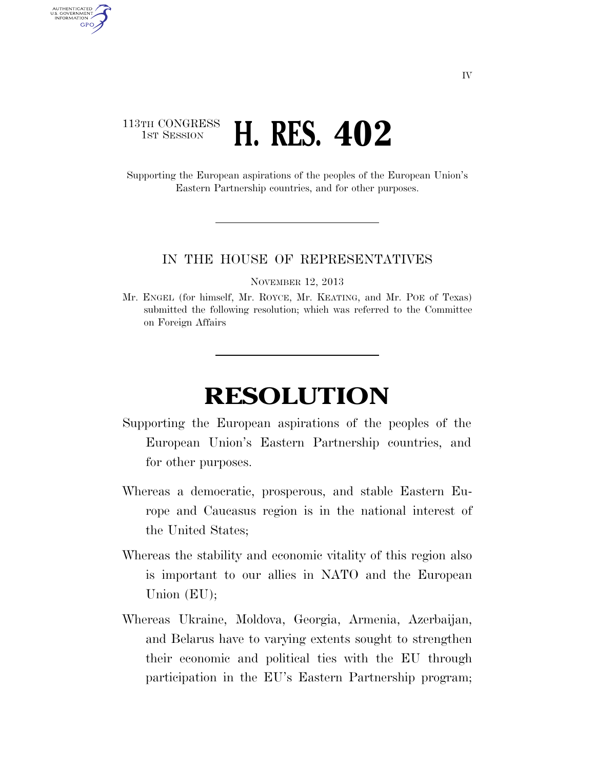113TH CONGRESS
1ST SESSION

# H. RES. 402

Supporting the European aspirations of the peoples of the European Union's Eastern Partnership countries, and for other purposes.

IN THE HOUSE OF REPRESENTATIVES

NOVEMBER 12, 2013

Mr. ENGEL (for himself, Mr. ROYCE, Mr. KEATING, and Mr. POE of Texas) submitted the following resolution; which was referred to the Committee on Foreign Affairs

# RESOLUTION

Supporting the European aspirations of the peoples of the European Union's Eastern Partnership countries, and for other purposes.

Whereas a democratic, prosperous, and stable Eastern Europe and Caucasus region is in the national interest of the United States;

Whereas the stability and economic vitality of this region also is important to our allies in NATO and the European Union (EU);

Whereas Ukraine, Moldova, Georgia, Armenia, Azerbaijan, and Belarus have to varying extents sought to strengthen their economic and political ties with the EU through participation in the EU's Eastern Partnership program;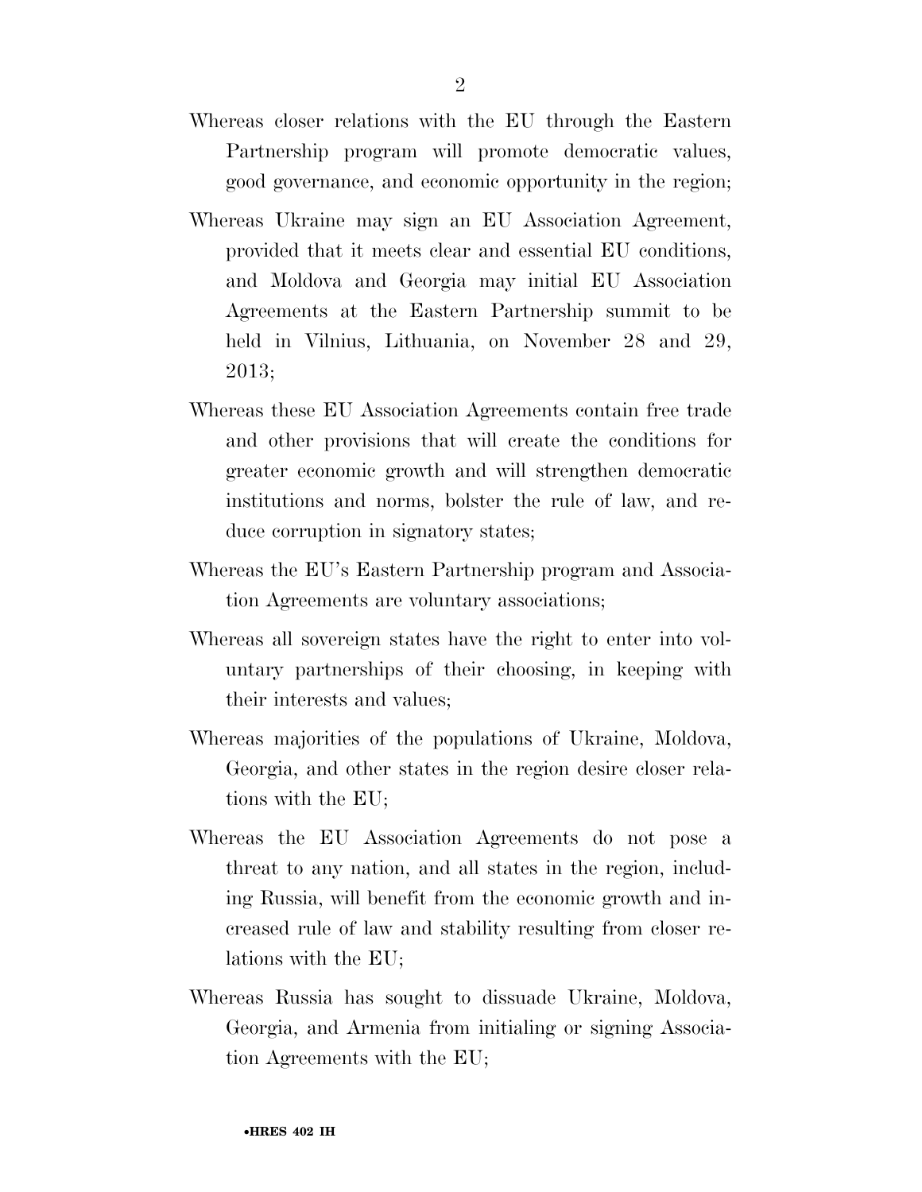Whereas closer relations with the EU through the Eastern Partnership program will promote democratic values, good governance, and economic opportunity in the region;

Whereas Ukraine may sign an EU Association Agreement, provided that it meets clear and essential EU conditions, and Moldova and Georgia may initial EU Association Agreements at the Eastern Partnership summit to be held in Vilnius, Lithuania, on November 28 and 29, 2013;

Whereas these EU Association Agreements contain free trade and other provisions that will create the conditions for greater economic growth and will strengthen democratic institutions and norms, bolster the rule of law, and reduce corruption in signatory states;

Whereas the EU's Eastern Partnership program and Association Agreements are voluntary associations;

Whereas all sovereign states have the right to enter into voluntary partnerships of their choosing, in keeping with their interests and values;

Whereas majorities of the populations of Ukraine, Moldova, Georgia, and other states in the region desire closer relations with the EU;

Whereas the EU Association Agreements do not pose a threat to any nation, and all states in the region, including Russia, will benefit from the economic growth and increased rule of law and stability resulting from closer relations with the EU;

Whereas Russia has sought to dissuade Ukraine, Moldova, Georgia, and Armenia from initialing or signing Association Agreements with the EU;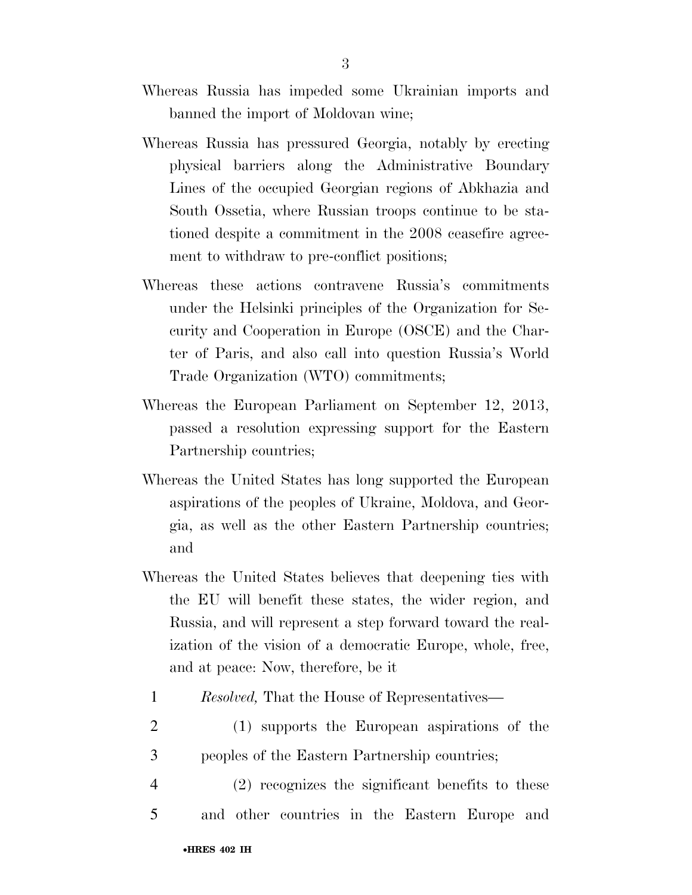Whereas Russia has impeded some Ukrainian imports and banned the import of Moldovan wine;

Whereas Russia has pressured Georgia, notably by erecting physical barriers along the Administrative Boundary Lines of the occupied Georgian regions of Abkhazia and South Ossetia, where Russian troops continue to be stationed despite a commitment in the 2008 ceasefire agreement to withdraw to pre-conflict positions;

Whereas these actions contravene Russia's commitments under the Helsinki principles of the Organization for Security and Cooperation in Europe (OSCE) and the Charter of Paris, and also call into question Russia's World Trade Organization (WTO) commitments;

Whereas the European Parliament on September 12, 2013, passed a resolution expressing support for the Eastern Partnership countries;

Whereas the United States has long supported the European aspirations of the peoples of Ukraine, Moldova, and Georgia, as well as the other Eastern Partnership countries; and

Whereas the United States believes that deepening ties with the EU will benefit these states, the wider region, and Russia, and will represent a step forward toward the realization of the vision of a democratic Europe, whole, free, and at peace: Now, therefore, be it

1 *Resolved,* That the House of Representatives—

2 (1) supports the European aspirations of the

3 peoples of the Eastern Partnership countries;

4 (2) recognizes the significant benefits to these

5 and other countries in the Eastern Europe and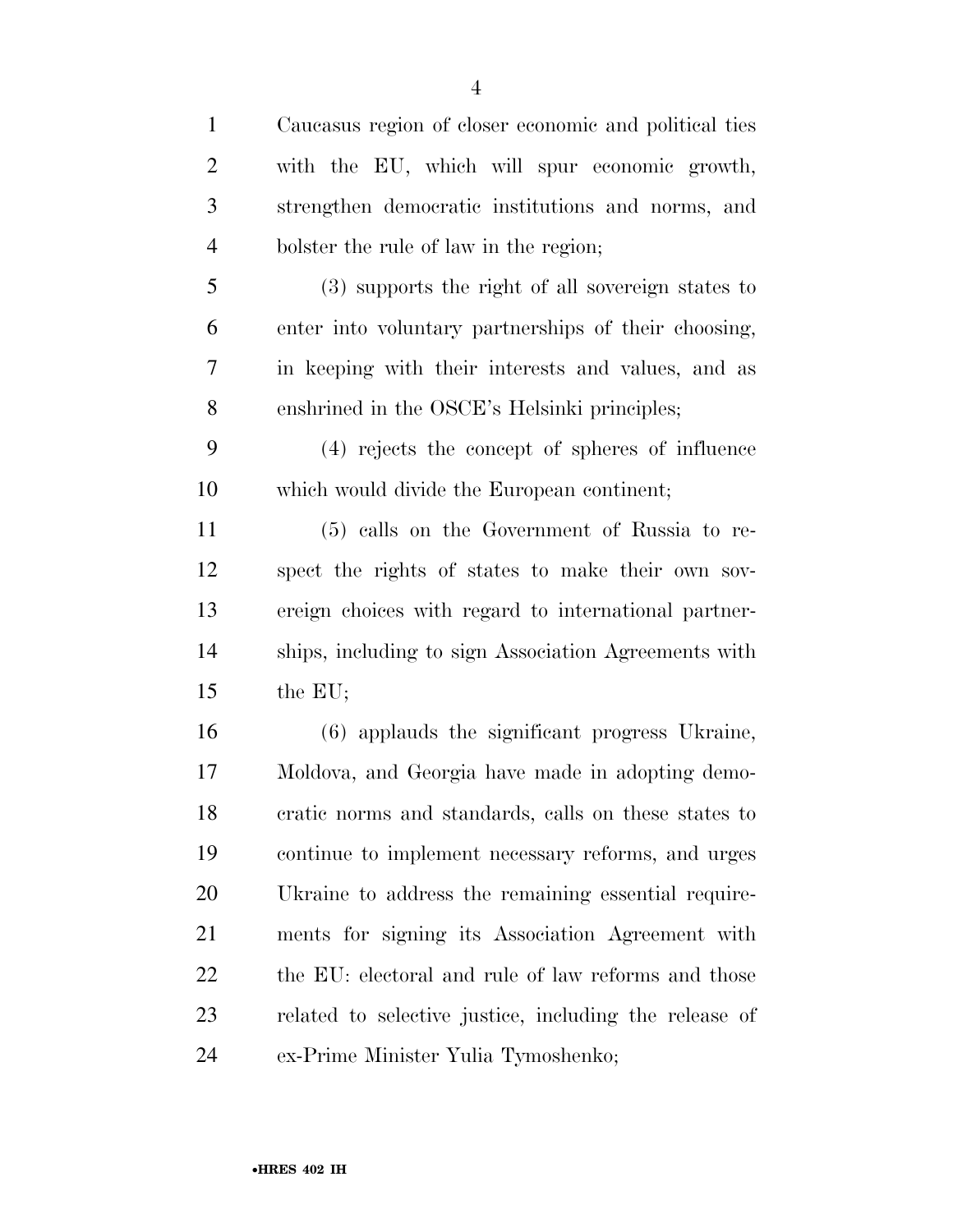Caucasus region of closer economic and political ties with the EU, which will spur economic growth, strengthen democratic institutions and norms, and bolster the rule of law in the region;

(3) supports the right of all sovereign states to enter into voluntary partnerships of their choosing, in keeping with their interests and values, and as enshrined in the OSCE's Helsinki principles;

(4) rejects the concept of spheres of influence which would divide the European continent;

(5) calls on the Government of Russia to respect the rights of states to make their own sovereign choices with regard to international partnerships, including to sign Association Agreements with the EU;

(6) applauds the significant progress Ukraine, Moldova, and Georgia have made in adopting democratic norms and standards, calls on these states to continue to implement necessary reforms, and urges Ukraine to address the remaining essential requirements for signing its Association Agreement with the EU: electoral and rule of law reforms and those related to selective justice, including the release of ex-Prime Minister Yulia Tymoshenko;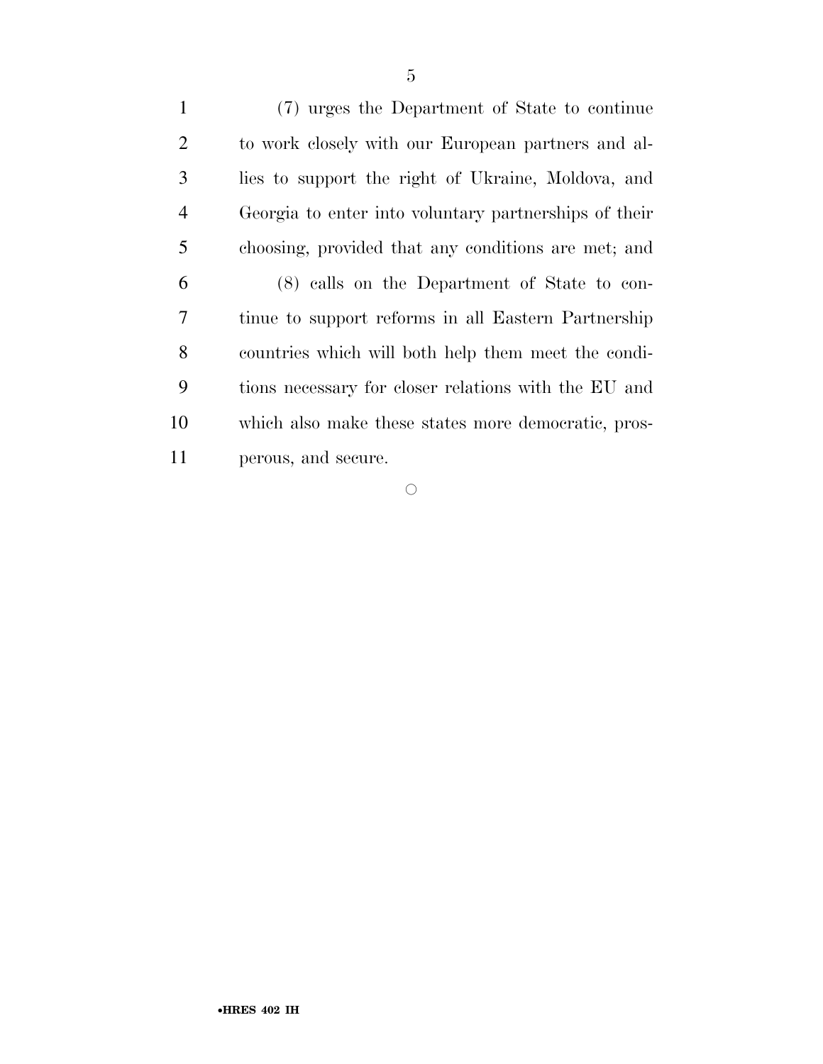(7) urges the Department of State to continue to work closely with our European partners and allies to support the right of Ukraine, Moldova, and Georgia to enter into voluntary partnerships of their choosing, provided that any conditions are met; and

(8) calls on the Department of State to continue to support reforms in all Eastern Partnership countries which will both help them meet the conditions necessary for closer relations with the EU and which also make these states more democratic, prosperous, and secure.

○